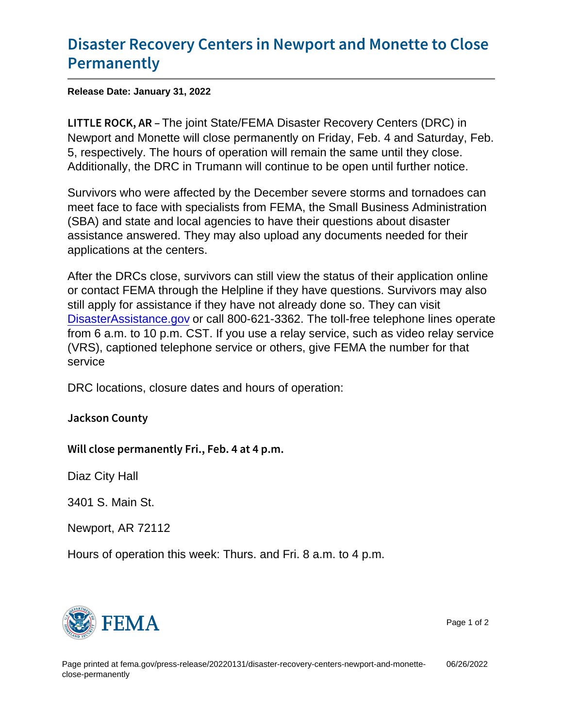# Disaster Recovery Centers in Newport and Monette to Close Permanently

**Release Date: January 31, 2022**

**LITTLE ROCK, AR** – The joint State/FEMA Disaster Recovery Centers (DRC) in Newport and Monette will close permanently on Friday, Feb. 4 and Saturday, Feb. 5, respectively. The hours of operation will remain the same until they close. Additionally, the DRC in Trumann will continue to be open until further notice.

Survivors who were affected by the December severe storms and tornadoes can meet face to face with specialists from FEMA, the Small Business Administration (SBA) and state and local agencies to have their questions about disaster assistance answered. They may also upload any documents needed for their applications at the centers.

After the DRCs close, survivors can still view the status of their application online or contact FEMA through the Helpline if they have questions. Survivors may also still apply for assistance if they have not already done so. They can visit [DisasterAssistance.gov](https://www.DisasterAssistance.gov) or call 800-621-3362. The toll-free telephone lines operate from 6 a.m. to 10 p.m. CST. If you use a relay service, such as video relay service (VRS), captioned telephone service or others, give FEMA the number for that service

DRC locations, closure dates and hours of operation:

### Jackson County

#### Will close permanently Fri., Feb. 4 at 4 p.m.

Diaz City Hall

3401 S. Main St.

Newport, AR 72112

Hours of operation this week: Thurs. and Fri. 8 a.m. to 4 p.m.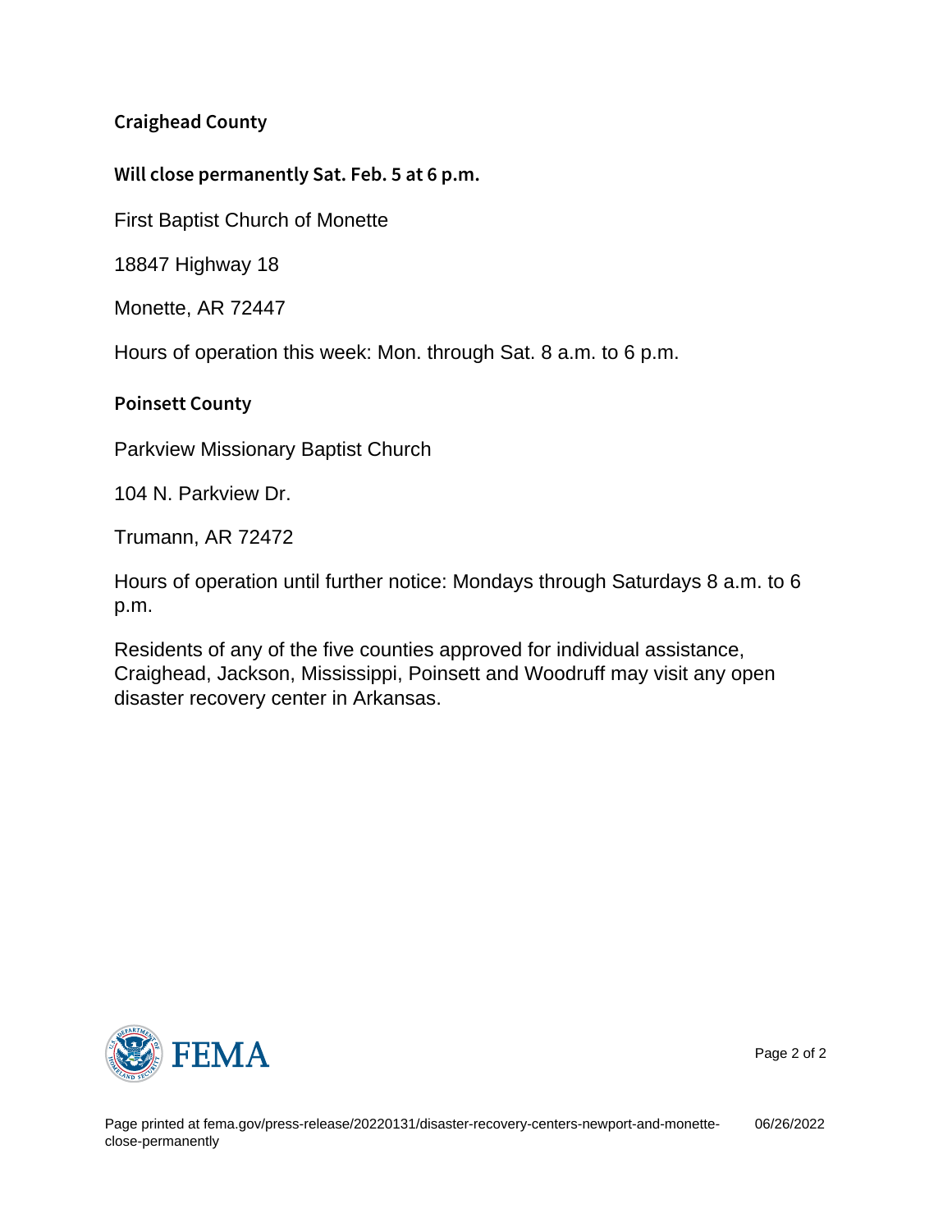### Craighead County

#### Will close permanently Sat. Feb. 5 at 6 p.m.

First Baptist Church of Monette

18847 Highway 18

Monette, AR 72447

Hours of operation this week: Mon. through Sat. 8 a.m. to 6 p.m.

### Poinsett County

Parkview Missionary Baptist Church

104 N. Parkview Dr.

Trumann, AR 72472

Hours of operation until further notice: Mondays through Saturdays 8 a.m. to 6 p.m.

Residents of any of the five counties approved for individual assistance, Craighead, Jackson, Mississippi, Poinsett and Woodruff may visit any open disaster recovery center in Arkansas.